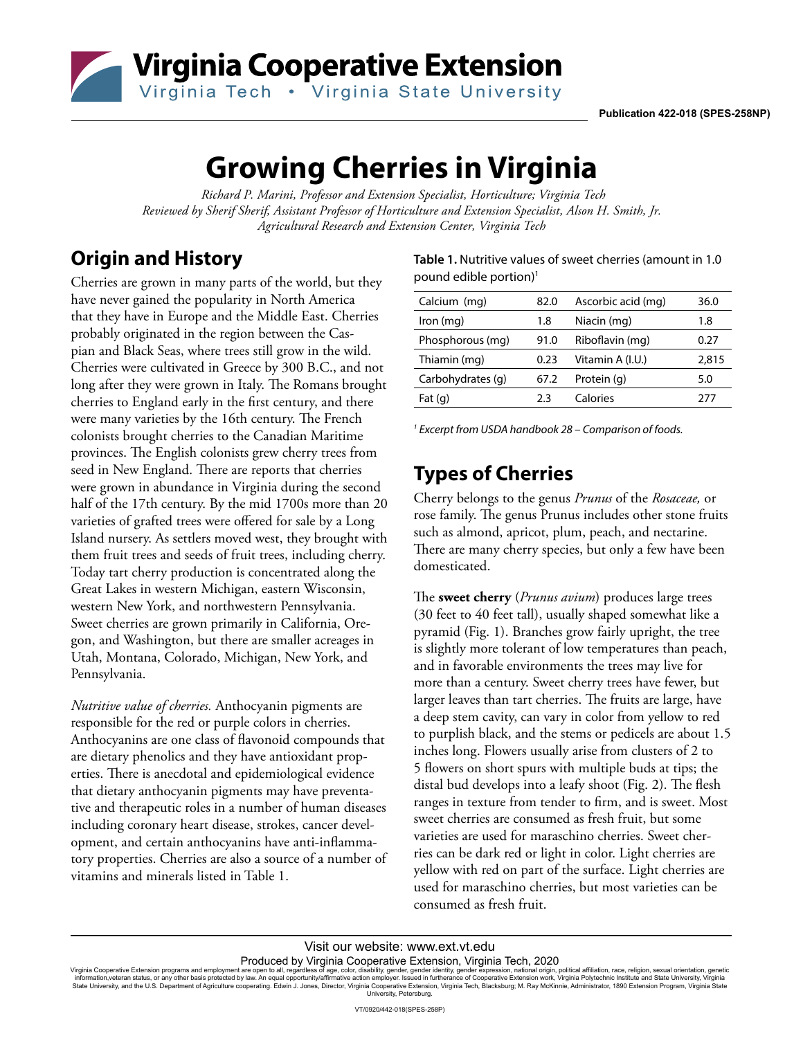Publication 422-018 (SPES-258NP)

# Growing Cherries in Virginia

*Richard P. Marini, Professor and Extension Specialist, Horticulture; Virginia Tech*
*Reviewed by Sherif Sherif, Assistant Professor of Horticulture and Extension Specialist, Alson H. Smith, Jr. Agricultural Research and Extension Center, Virginia Tech*

## Origin and History

Cherries are grown in many parts of the world, but they have never gained the popularity in North America that they have in Europe and the Middle East. Cherries probably originated in the region between the Caspian and Black Seas, where trees still grow in the wild. Cherries were cultivated in Greece by 300 B.C., and not long after they were grown in Italy. The Romans brought cherries to England early in the first century, and there were many varieties by the 16th century. The French colonists brought cherries to the Canadian Maritime provinces. The English colonists grew cherry trees from seed in New England. There are reports that cherries were grown in abundance in Virginia during the second half of the 17th century. By the mid 1700s more than 20 varieties of grafted trees were offered for sale by a Long Island nursery. As settlers moved west, they brought with them fruit trees and seeds of fruit trees, including cherry. Today tart cherry production is concentrated along the Great Lakes in western Michigan, eastern Wisconsin, western New York, and northwestern Pennsylvania. Sweet cherries are grown primarily in California, Oregon, and Washington, but there are smaller acreages in Utah, Montana, Colorado, Michigan, New York, and Pennsylvania.

*Nutritive value of cherries.* Anthocyanin pigments are responsible for the red or purple colors in cherries. Anthocyanins are one class of flavonoid compounds that are dietary phenolics and they have antioxidant properties. There is anecdotal and epidemiological evidence that dietary anthocyanin pigments may have preventative and therapeutic roles in a number of human diseases including coronary heart disease, strokes, cancer development, and certain anthocyanins have anti-inflammatory properties. Cherries are also a source of a number of vitamins and minerals listed in Table 1.

**Table 1.** Nutritive values of sweet cherries (amount in 1.0 pound edible portion)[1]

| | | | |
|---|---|---|---|
| Calcium (mg) | 82.0 | Ascorbic acid (mg) | 36.0 |
| Iron (mg) | 1.8 | Niacin (mg) | 1.8 |
| Phosphorous (mg) | 91.0 | Riboflavin (mg) | 0.27 |
| Thiamin (mg) | 0.23 | Vitamin A (I.U.) | 2,815 |
| Carbohydrates (g) | 67.2 | Protein (g) | 5.0 |
| Fat (g) | 2.3 | Calories | 277 |

*[1] Excerpt from USDA handbook 28 – Comparison of foods.*

## Types of Cherries

Cherry belongs to the genus *Prunus* of the *Rosaceae,* or rose family. The genus Prunus includes other stone fruits such as almond, apricot, plum, peach, and nectarine. There are many cherry species, but only a few have been domesticated.

The **sweet cherry** (*Prunus avium*) produces large trees (30 feet to 40 feet tall), usually shaped somewhat like a pyramid (Fig. 1). Branches grow fairly upright, the tree is slightly more tolerant of low temperatures than peach, and in favorable environments the trees may live for more than a century. Sweet cherry trees have fewer, but larger leaves than tart cherries. The fruits are large, have a deep stem cavity, can vary in color from yellow to red to purplish black, and the stems or pedicels are about 1.5 inches long. Flowers usually arise from clusters of 2 to 5 flowers on short spurs with multiple buds at tips; the distal bud develops into a leafy shoot (Fig. 2). The flesh ranges in texture from tender to firm, and is sweet. Most sweet cherries are consumed as fresh fruit, but some varieties are used for maraschino cherries. Sweet cherries can be dark red or light in color. Light cherries are yellow with red on part of the surface. Light cherries are used for maraschino cherries, but most varieties can be consumed as fresh fruit.

Visit our website: www.ext.vt.edu

Produced by Virginia Cooperative Extension, Virginia Tech, 2020

Virginia Cooperative Extension programs and employment are open to all, regardless of age, color, disability, gender, gender identity, gender expression, national origin, political affiliation, race, religion, sexual orientation, genetic information,veteran status, or any other basis protected by law. An equal opportunity/affirmative action employer. Issued in furtherance of Cooperative Extension work, Virginia Polytechnic Institute and State University, Virginia State University, and the U.S. Department of Agriculture cooperating. Edwin J. Jones, Director, Virginia Cooperative Extension, Virginia Tech, Blacksburg; M. Ray McKinnie, Administrator, 1890 Extension Program, Virginia State University, Petersburg.

VT/0920/442-018(SPES-258P)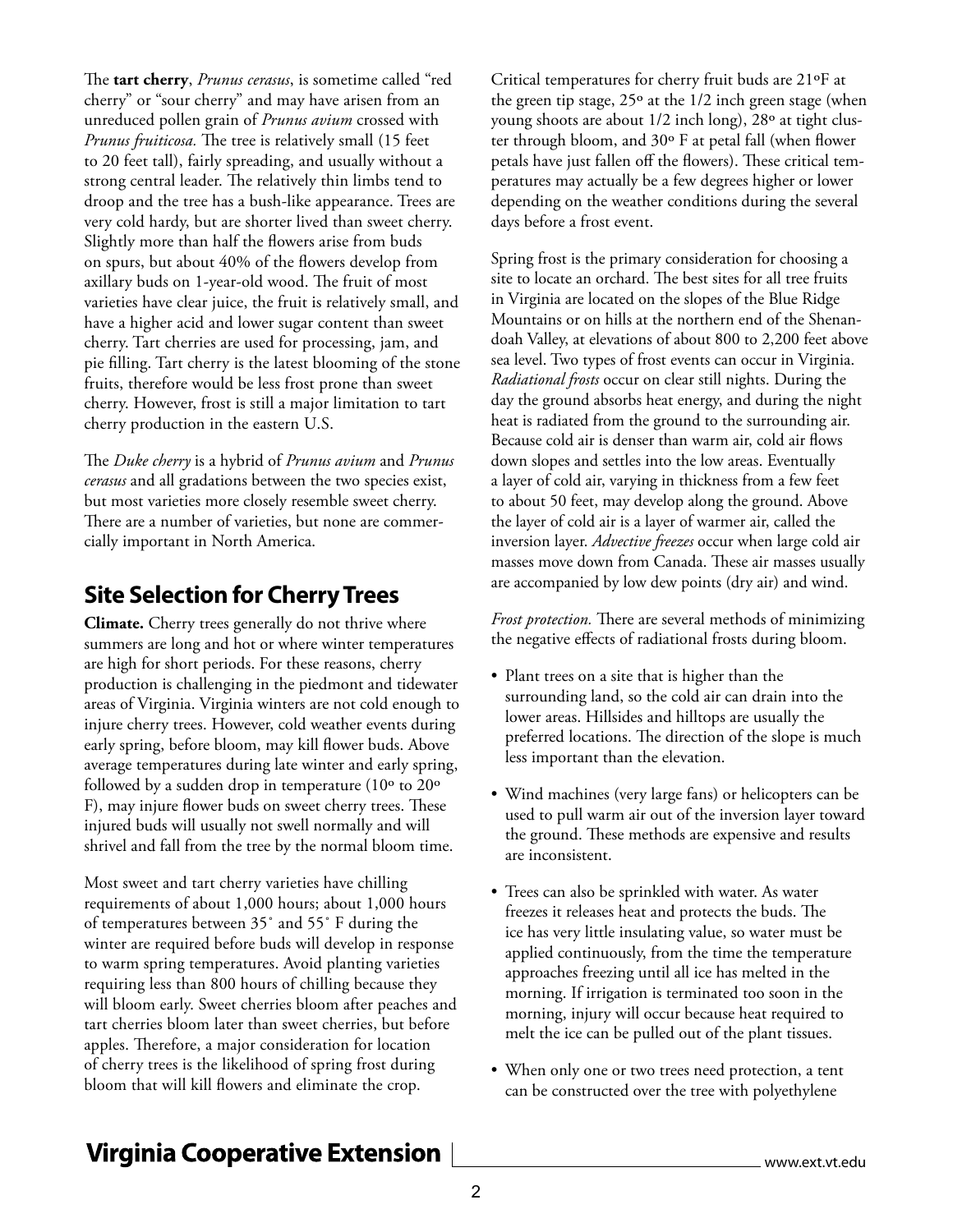The **tart cherry**, *Prunus cerasus*, is sometime called "red cherry" or "sour cherry" and may have arisen from an unreduced pollen grain of *Prunus avium* crossed with *Prunus fruiticosa.* The tree is relatively small (15 feet to 20 feet tall), fairly spreading, and usually without a strong central leader. The relatively thin limbs tend to droop and the tree has a bush-like appearance. Trees are very cold hardy, but are shorter lived than sweet cherry. Slightly more than half the flowers arise from buds on spurs, but about 40% of the flowers develop from axillary buds on 1-year-old wood. The fruit of most varieties have clear juice, the fruit is relatively small, and have a higher acid and lower sugar content than sweet cherry. Tart cherries are used for processing, jam, and pie filling. Tart cherry is the latest blooming of the stone fruits, therefore would be less frost prone than sweet cherry. However, frost is still a major limitation to tart cherry production in the eastern U.S.

The *Duke cherry* is a hybrid of *Prunus avium* and *Prunus cerasus* and all gradations between the two species exist, but most varieties more closely resemble sweet cherry. There are a number of varieties, but none are commercially important in North America.

## Site Selection for Cherry Trees

**Climate.** Cherry trees generally do not thrive where summers are long and hot or where winter temperatures are high for short periods. For these reasons, cherry production is challenging in the piedmont and tidewater areas of Virginia. Virginia winters are not cold enough to injure cherry trees. However, cold weather events during early spring, before bloom, may kill flower buds. Above average temperatures during late winter and early spring, followed by a sudden drop in temperature (10º to 20º F), may injure flower buds on sweet cherry trees. These injured buds will usually not swell normally and will shrivel and fall from the tree by the normal bloom time.

Most sweet and tart cherry varieties have chilling requirements of about 1,000 hours; about 1,000 hours of temperatures between 35˚ and 55˚ F during the winter are required before buds will develop in response to warm spring temperatures. Avoid planting varieties requiring less than 800 hours of chilling because they will bloom early. Sweet cherries bloom after peaches and tart cherries bloom later than sweet cherries, but before apples. Therefore, a major consideration for location of cherry trees is the likelihood of spring frost during bloom that will kill flowers and eliminate the crop.

Critical temperatures for cherry fruit buds are 21ºF at the green tip stage, 25º at the 1/2 inch green stage (when young shoots are about 1/2 inch long), 28º at tight cluster through bloom, and 30º F at petal fall (when flower petals have just fallen off the flowers). These critical temperatures may actually be a few degrees higher or lower depending on the weather conditions during the several days before a frost event.

Spring frost is the primary consideration for choosing a site to locate an orchard. The best sites for all tree fruits in Virginia are located on the slopes of the Blue Ridge Mountains or on hills at the northern end of the Shenandoah Valley, at elevations of about 800 to 2,200 feet above sea level. Two types of frost events can occur in Virginia. *Radiational frosts* occur on clear still nights. During the day the ground absorbs heat energy, and during the night heat is radiated from the ground to the surrounding air. Because cold air is denser than warm air, cold air flows down slopes and settles into the low areas. Eventually a layer of cold air, varying in thickness from a few feet to about 50 feet, may develop along the ground. Above the layer of cold air is a layer of warmer air, called the inversion layer. *Advective freezes* occur when large cold air masses move down from Canada. These air masses usually are accompanied by low dew points (dry air) and wind.

*Frost protection.* There are several methods of minimizing the negative effects of radiational frosts during bloom.

- Plant trees on a site that is higher than the surrounding land, so the cold air can drain into the lower areas. Hillsides and hilltops are usually the preferred locations. The direction of the slope is much less important than the elevation.
- Wind machines (very large fans) or helicopters can be used to pull warm air out of the inversion layer toward the ground. These methods are expensive and results are inconsistent.
- Trees can also be sprinkled with water. As water freezes it releases heat and protects the buds. The ice has very little insulating value, so water must be applied continuously, from the time the temperature approaches freezing until all ice has melted in the morning. If irrigation is terminated too soon in the morning, injury will occur because heat required to melt the ice can be pulled out of the plant tissues.
- When only one or two trees need protection, a tent can be constructed over the tree with polyethylene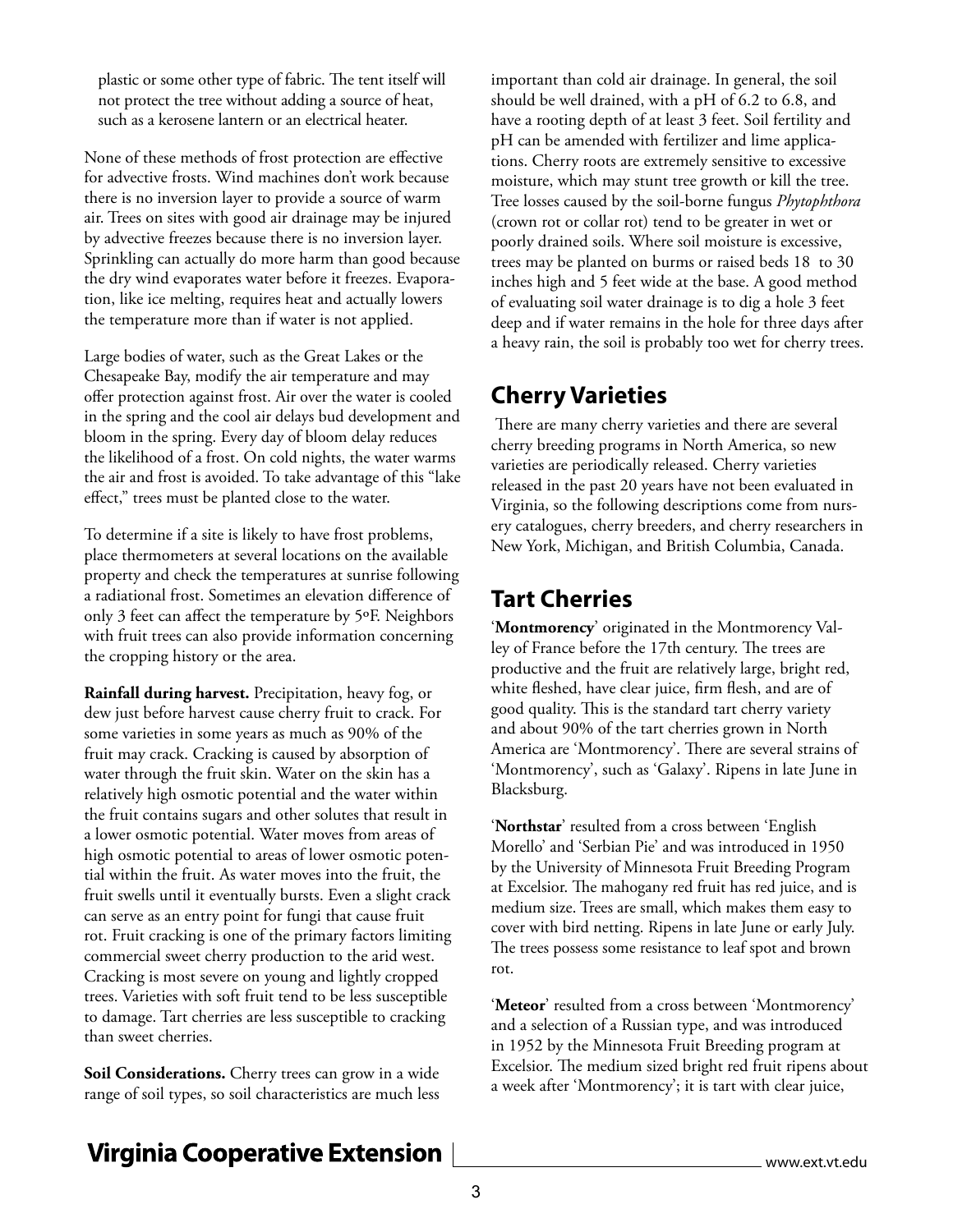plastic or some other type of fabric. The tent itself will not protect the tree without adding a source of heat, such as a kerosene lantern or an electrical heater.

None of these methods of frost protection are effective for advective frosts. Wind machines don't work because there is no inversion layer to provide a source of warm air. Trees on sites with good air drainage may be injured by advective freezes because there is no inversion layer. Sprinkling can actually do more harm than good because the dry wind evaporates water before it freezes. Evaporation, like ice melting, requires heat and actually lowers the temperature more than if water is not applied.

Large bodies of water, such as the Great Lakes or the Chesapeake Bay, modify the air temperature and may offer protection against frost. Air over the water is cooled in the spring and the cool air delays bud development and bloom in the spring. Every day of bloom delay reduces the likelihood of a frost. On cold nights, the water warms the air and frost is avoided. To take advantage of this "lake effect," trees must be planted close to the water.

To determine if a site is likely to have frost problems, place thermometers at several locations on the available property and check the temperatures at sunrise following a radiational frost. Sometimes an elevation difference of only 3 feet can affect the temperature by 5°F. Neighbors with fruit trees can also provide information concerning the cropping history or the area.

**Rainfall during harvest.** Precipitation, heavy fog, or dew just before harvest cause cherry fruit to crack. For some varieties in some years as much as 90% of the fruit may crack. Cracking is caused by absorption of water through the fruit skin. Water on the skin has a relatively high osmotic potential and the water within the fruit contains sugars and other solutes that result in a lower osmotic potential. Water moves from areas of high osmotic potential to areas of lower osmotic potential within the fruit. As water moves into the fruit, the fruit swells until it eventually bursts. Even a slight crack can serve as an entry point for fungi that cause fruit rot. Fruit cracking is one of the primary factors limiting commercial sweet cherry production to the arid west. Cracking is most severe on young and lightly cropped trees. Varieties with soft fruit tend to be less susceptible to damage. Tart cherries are less susceptible to cracking than sweet cherries.

**Soil Considerations.** Cherry trees can grow in a wide range of soil types, so soil characteristics are much less important than cold air drainage. In general, the soil should be well drained, with a pH of 6.2 to 6.8, and have a rooting depth of at least 3 feet. Soil fertility and pH can be amended with fertilizer and lime applications. Cherry roots are extremely sensitive to excessive moisture, which may stunt tree growth or kill the tree. Tree losses caused by the soil-borne fungus *Phytophthora* (crown rot or collar rot) tend to be greater in wet or poorly drained soils. Where soil moisture is excessive, trees may be planted on burms or raised beds 18 to 30 inches high and 5 feet wide at the base. A good method of evaluating soil water drainage is to dig a hole 3 feet deep and if water remains in the hole for three days after a heavy rain, the soil is probably too wet for cherry trees.

## Cherry Varieties

There are many cherry varieties and there are several cherry breeding programs in North America, so new varieties are periodically released. Cherry varieties released in the past 20 years have not been evaluated in Virginia, so the following descriptions come from nursery catalogues, cherry breeders, and cherry researchers in New York, Michigan, and British Columbia, Canada.

## Tart Cherries

'**Montmorency**' originated in the Montmorency Valley of France before the 17th century. The trees are productive and the fruit are relatively large, bright red, white fleshed, have clear juice, firm flesh, and are of good quality. This is the standard tart cherry variety and about 90% of the tart cherries grown in North America are 'Montmorency'. There are several strains of 'Montmorency', such as 'Galaxy'. Ripens in late June in Blacksburg.

'**Northstar**' resulted from a cross between 'English Morello' and 'Serbian Pie' and was introduced in 1950 by the University of Minnesota Fruit Breeding Program at Excelsior. The mahogany red fruit has red juice, and is medium size. Trees are small, which makes them easy to cover with bird netting. Ripens in late June or early July. The trees possess some resistance to leaf spot and brown rot.

'**Meteor**' resulted from a cross between 'Montmorency' and a selection of a Russian type, and was introduced in 1952 by the Minnesota Fruit Breeding program at Excelsior. The medium sized bright red fruit ripens about a week after 'Montmorency'; it is tart with clear juice,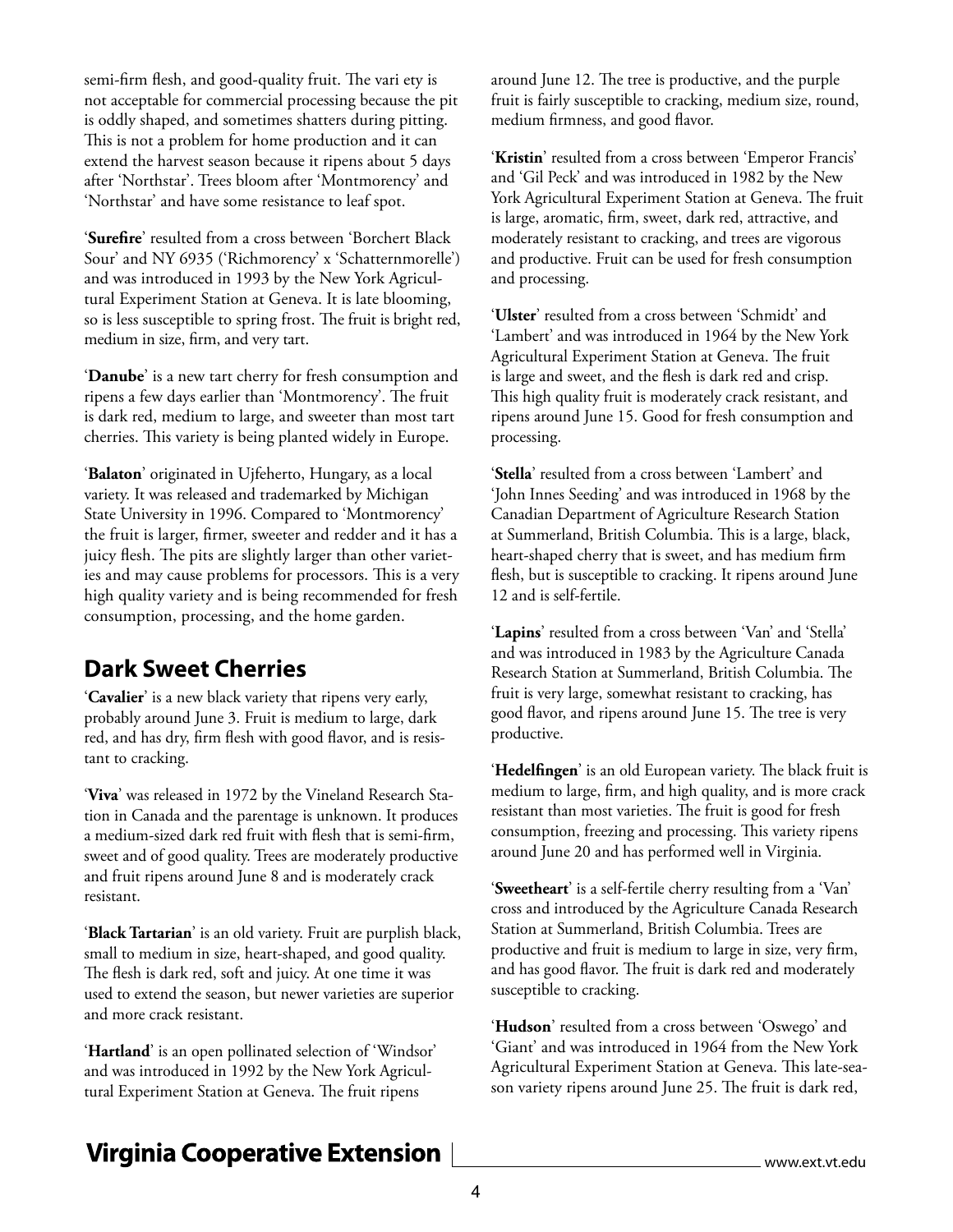semi-firm flesh, and good-quality fruit. The variety is not acceptable for commercial processing because the pit is oddly shaped, and sometimes shatters during pitting. This is not a problem for home production and it can extend the harvest season because it ripens about 5 days after 'Northstar'. Trees bloom after 'Montmorency' and 'Northstar' and have some resistance to leaf spot.

'**Surefire**' resulted from a cross between 'Borchert Black Sour' and NY 6935 ('Richmorency' x 'Schatternmorelle') and was introduced in 1993 by the New York Agricultural Experiment Station at Geneva. It is late blooming, so is less susceptible to spring frost. The fruit is bright red, medium in size, firm, and very tart.

'**Danube**' is a new tart cherry for fresh consumption and ripens a few days earlier than 'Montmorency'. The fruit is dark red, medium to large, and sweeter than most tart cherries. This variety is being planted widely in Europe.

'**Balaton**' originated in Ujfeherto, Hungary, as a local variety. It was released and trademarked by Michigan State University in 1996. Compared to 'Montmorency' the fruit is larger, firmer, sweeter and redder and it has a juicy flesh. The pits are slightly larger than other varieties and may cause problems for processors. This is a very high quality variety and is being recommended for fresh consumption, processing, and the home garden.

## Dark Sweet Cherries

'**Cavalier**' is a new black variety that ripens very early, probably around June 3. Fruit is medium to large, dark red, and has dry, firm flesh with good flavor, and is resistant to cracking.

'**Viva**' was released in 1972 by the Vineland Research Station in Canada and the parentage is unknown. It produces a medium-sized dark red fruit with flesh that is semi-firm, sweet and of good quality. Trees are moderately productive and fruit ripens around June 8 and is moderately crack resistant.

'**Black Tartarian**' is an old variety. Fruit are purplish black, small to medium in size, heart-shaped, and good quality. The flesh is dark red, soft and juicy. At one time it was used to extend the season, but newer varieties are superior and more crack resistant.

'**Hartland**' is an open pollinated selection of 'Windsor' and was introduced in 1992 by the New York Agricultural Experiment Station at Geneva. The fruit ripens around June 12. The tree is productive, and the purple fruit is fairly susceptible to cracking, medium size, round, medium firmness, and good flavor.

'**Kristin**' resulted from a cross between 'Emperor Francis' and 'Gil Peck' and was introduced in 1982 by the New York Agricultural Experiment Station at Geneva. The fruit is large, aromatic, firm, sweet, dark red, attractive, and moderately resistant to cracking, and trees are vigorous and productive. Fruit can be used for fresh consumption and processing.

'**Ulster**' resulted from a cross between 'Schmidt' and 'Lambert' and was introduced in 1964 by the New York Agricultural Experiment Station at Geneva. The fruit is large and sweet, and the flesh is dark red and crisp. This high quality fruit is moderately crack resistant, and ripens around June 15. Good for fresh consumption and processing.

'**Stella**' resulted from a cross between 'Lambert' and 'John Innes Seeding' and was introduced in 1968 by the Canadian Department of Agriculture Research Station at Summerland, British Columbia. This is a large, black, heart-shaped cherry that is sweet, and has medium firm flesh, but is susceptible to cracking. It ripens around June 12 and is self-fertile.

'**Lapins**' resulted from a cross between 'Van' and 'Stella' and was introduced in 1983 by the Agriculture Canada Research Station at Summerland, British Columbia. The fruit is very large, somewhat resistant to cracking, has good flavor, and ripens around June 15. The tree is very productive.

'**Hedelfingen**' is an old European variety. The black fruit is medium to large, firm, and high quality, and is more crack resistant than most varieties. The fruit is good for fresh consumption, freezing and processing. This variety ripens around June 20 and has performed well in Virginia.

'**Sweetheart**' is a self-fertile cherry resulting from a 'Van' cross and introduced by the Agriculture Canada Research Station at Summerland, British Columbia. Trees are productive and fruit is medium to large in size, very firm, and has good flavor. The fruit is dark red and moderately susceptible to cracking.

'**Hudson**' resulted from a cross between 'Oswego' and 'Giant' and was introduced in 1964 from the New York Agricultural Experiment Station at Geneva. This late-season variety ripens around June 25. The fruit is dark red,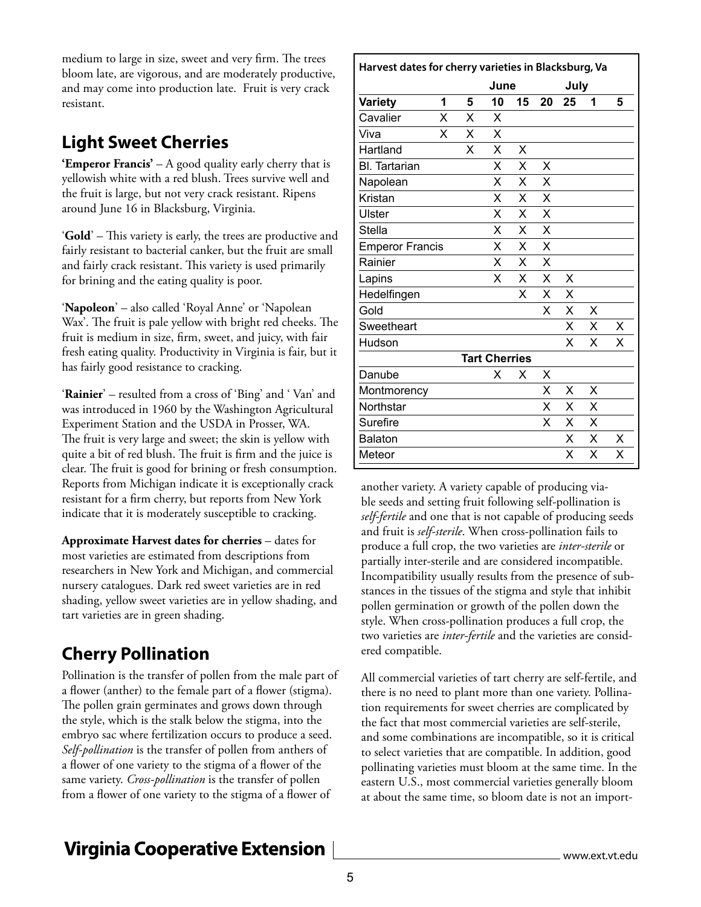medium to large in size, sweet and very firm. The trees bloom late, are vigorous, and are moderately productive, and may come into production late. Fruit is very crack resistant.

## Light Sweet Cherries

**'Emperor Francis'** – A good quality early cherry that is yellowish white with a red blush. Trees survive well and the fruit is large, but not very crack resistant. Ripens around June 16 in Blacksburg, Virginia.

'**Gold**' – This variety is early, the trees are productive and fairly resistant to bacterial canker, but the fruit are small and fairly crack resistant. This variety is used primarily for brining and the eating quality is poor.

'**Napoleon**' – also called 'Royal Anne' or 'Napolean Wax'. The fruit is pale yellow with bright red cheeks. The fruit is medium in size, firm, sweet, and juicy, with fair fresh eating quality. Productivity in Virginia is fair, but it has fairly good resistance to cracking.

'**Rainier**' – resulted from a cross of 'Bing' and ' Van' and was introduced in 1960 by the Washington Agricultural Experiment Station and the USDA in Prosser, WA. The fruit is very large and sweet; the skin is yellow with quite a bit of red blush. The fruit is firm and the juice is clear. The fruit is good for brining or fresh consumption. Reports from Michigan indicate it is exceptionally crack resistant for a firm cherry, but reports from New York indicate that it is moderately susceptible to cracking.

**Approximate Harvest dates for cherries** – dates for most varieties are estimated from descriptions from researchers in New York and Michigan, and commercial nursery catalogues. Dark red sweet varieties are in red shading, yellow sweet varieties are in yellow shading, and tart varieties are in green shading.

**Harvest dates for cherry varieties in Blacksburg, Va**

| | June | | | | | July | | |
|---|---|---|---|---|---|---|---|---|
| **Variety** | **1** | **5** | **10** | **15** | **20** | **25** | **1** | **5** |
| Cavalier | X | X | X | | | | | |
| Viva | X | X | X | | | | | |
| Hartland | | X | X | X | | | | |
| Bl. Tartarian | | | X | X | X | | | |
| Napolean | | | X | X | X | | | |
| Kristan | | | X | X | X | | | |
| Ulster | | | X | X | X | | | |
| Stella | | | X | X | X | | | |
| Emperor Francis | | | X | X | X | | | |
| Rainier | | | X | X | X | | | |
| Lapins | | | X | X | X | X | | |
| Hedelfingen | | | | X | X | X | | |
| Gold | | | | | X | X | X | |
| Sweetheart | | | | | | X | X | X |
| Hudson | | | | | | X | X | X |
| **Tart Cherries** | | | | | | | | |
| Danube | | | X | X | X | | | |
| Montmorency | | | | | X | X | X | |
| Northstar | | | | | X | X | X | |
| Surefire | | | | | X | X | X | |
| Balaton | | | | | | X | X | X |
| Meteor | | | | | | X | X | X |

## Cherry Pollination

Pollination is the transfer of pollen from the male part of a flower (anther) to the female part of a flower (stigma). The pollen grain germinates and grows down through the style, which is the stalk below the stigma, into the embryo sac where fertilization occurs to produce a seed. *Self-pollination* is the transfer of pollen from anthers of a flower of one variety to the stigma of a flower of the same variety. *Cross-pollination* is the transfer of pollen from a flower of one variety to the stigma of a flower of another variety. A variety capable of producing viable seeds and setting fruit following self-pollination is *self-fertile* and one that is not capable of producing seeds and fruit is *self-sterile*. When cross-pollination fails to produce a full crop, the two varieties are *inter-sterile* or partially inter-sterile and are considered incompatible. Incompatibility usually results from the presence of substances in the tissues of the stigma and style that inhibit pollen germination or growth of the pollen down the style. When cross-pollination produces a full crop, the two varieties are *inter-fertile* and the varieties are considered compatible.

All commercial varieties of tart cherry are self-fertile, and there is no need to plant more than one variety. Pollination requirements for sweet cherries are complicated by the fact that most commercial varieties are self-sterile, and some combinations are incompatible, so it is critical to select varieties that are compatible. In addition, good pollinating varieties must bloom at the same time. In the eastern U.S., most commercial varieties generally bloom at about the same time, so bloom date is not an import-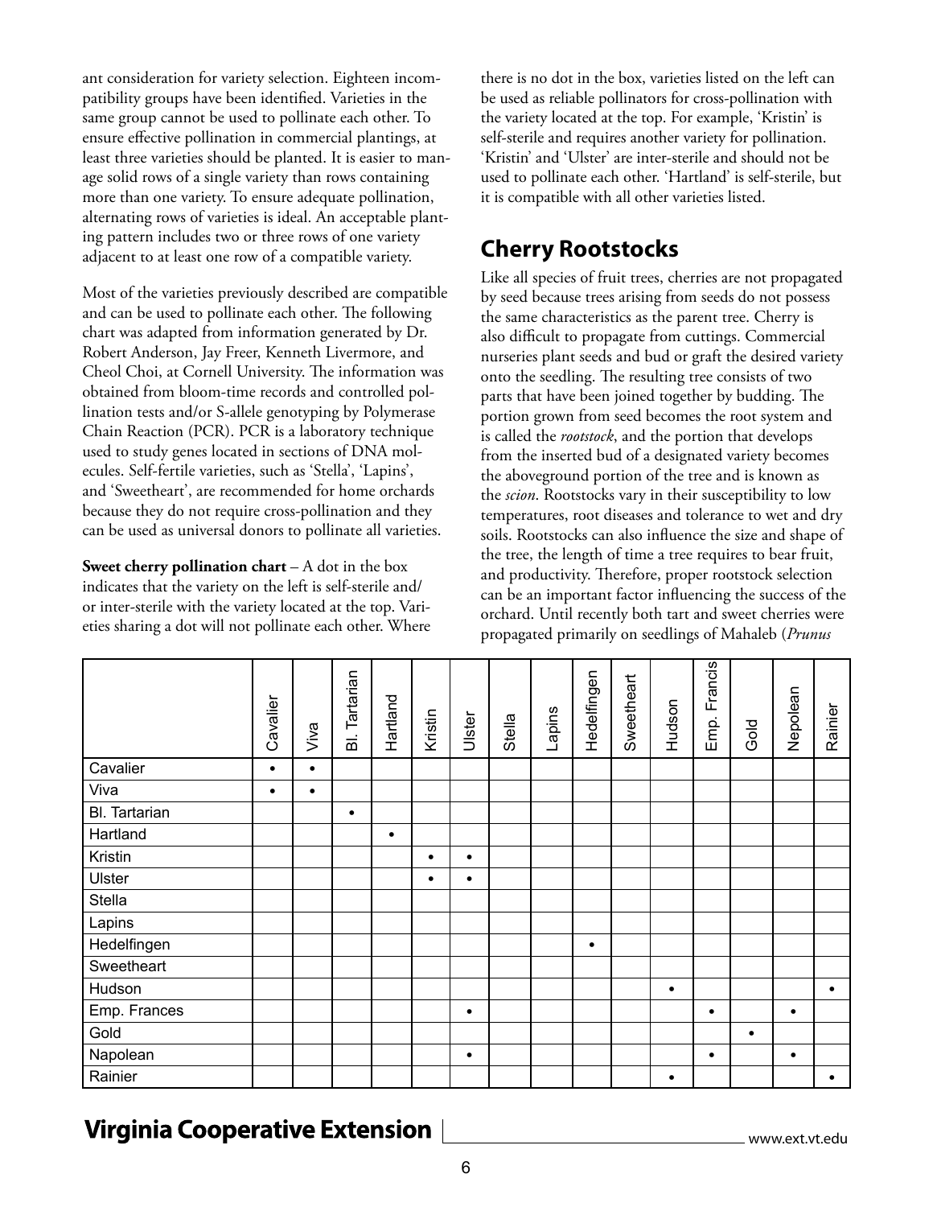ant consideration for variety selection. Eighteen incompatibility groups have been identified. Varieties in the same group cannot be used to pollinate each other. To ensure effective pollination in commercial plantings, at least three varieties should be planted. It is easier to manage solid rows of a single variety than rows containing more than one variety. To ensure adequate pollination, alternating rows of varieties is ideal. An acceptable planting pattern includes two or three rows of one variety adjacent to at least one row of a compatible variety.

Most of the varieties previously described are compatible and can be used to pollinate each other. The following chart was adapted from information generated by Dr. Robert Anderson, Jay Freer, Kenneth Livermore, and Cheol Choi, at Cornell University. The information was obtained from bloom-time records and controlled pollination tests and/or S-allele genotyping by Polymerase Chain Reaction (PCR). PCR is a laboratory technique used to study genes located in sections of DNA molecules. Self-fertile varieties, such as 'Stella', 'Lapins', and 'Sweetheart', are recommended for home orchards because they do not require cross-pollination and they can be used as universal donors to pollinate all varieties.

**Sweet cherry pollination chart** – A dot in the box indicates that the variety on the left is self-sterile and/or inter-sterile with the variety located at the top. Varieties sharing a dot will not pollinate each other. Where there is no dot in the box, varieties listed on the left can be used as reliable pollinators for cross-pollination with the variety located at the top. For example, 'Kristin' is self-sterile and requires another variety for pollination. 'Kristin' and 'Ulster' are inter-sterile and should not be used to pollinate each other. 'Hartland' is self-sterile, but it is compatible with all other varieties listed.

## Cherry Rootstocks

Like all species of fruit trees, cherries are not propagated by seed because trees arising from seeds do not possess the same characteristics as the parent tree. Cherry is also difficult to propagate from cuttings. Commercial nurseries plant seeds and bud or graft the desired variety onto the seedling. The resulting tree consists of two parts that have been joined together by budding. The portion grown from seed becomes the root system and is called the *rootstock*, and the portion that develops from the inserted bud of a designated variety becomes the aboveground portion of the tree and is known as the *scion*. Rootstocks vary in their susceptibility to low temperatures, root diseases and tolerance to wet and dry soils. Rootstocks can also influence the size and shape of the tree, the length of time a tree requires to bear fruit, and productivity. Therefore, proper rootstock selection can be an important factor influencing the success of the orchard. Until recently both tart and sweet cherries were propagated primarily on seedlings of Mahaleb (*Prunus*

| | Cavalier | Viva | Bl. Tartarian | Hartland | Kristin | Ulster | Stella | Lapins | Hedelfingen | Sweetheart | Hudson | Emp. Francis | Gold | Nepolean | Rainier |
|---|---|---|---|---|---|---|---|---|---|---|---|---|---|---|---|
| Cavalier | • | • | | | | | | | | | | | | | |
| Viva | • | • | | | | | | | | | | | | | |
| Bl. Tartarian | | | • | | | | | | | | | | | | |
| Hartland | | | | • | | | | | | | | | | | |
| Kristin | | | | | • | • | | | | | | | | | |
| Ulster | | | | | • | • | | | | | | | | | |
| Stella | | | | | | | | | | | | | | | |
| Lapins | | | | | | | | | | | | | | | |
| Hedelfingen | | | | | | | | | • | | | | | | |
| Sweetheart | | | | | | | | | | | | | | | |
| Hudson | | | | | | | | | | | • | | | | • |
| Emp. Frances | | | | | | • | | | | | | • | | • | |
| Gold | | | | | | | | | | | | | • | | |
| Napolean | | | | | | • | | | | | | • | | • | |
| Rainier | | | | | | | | | | | • | | | | • |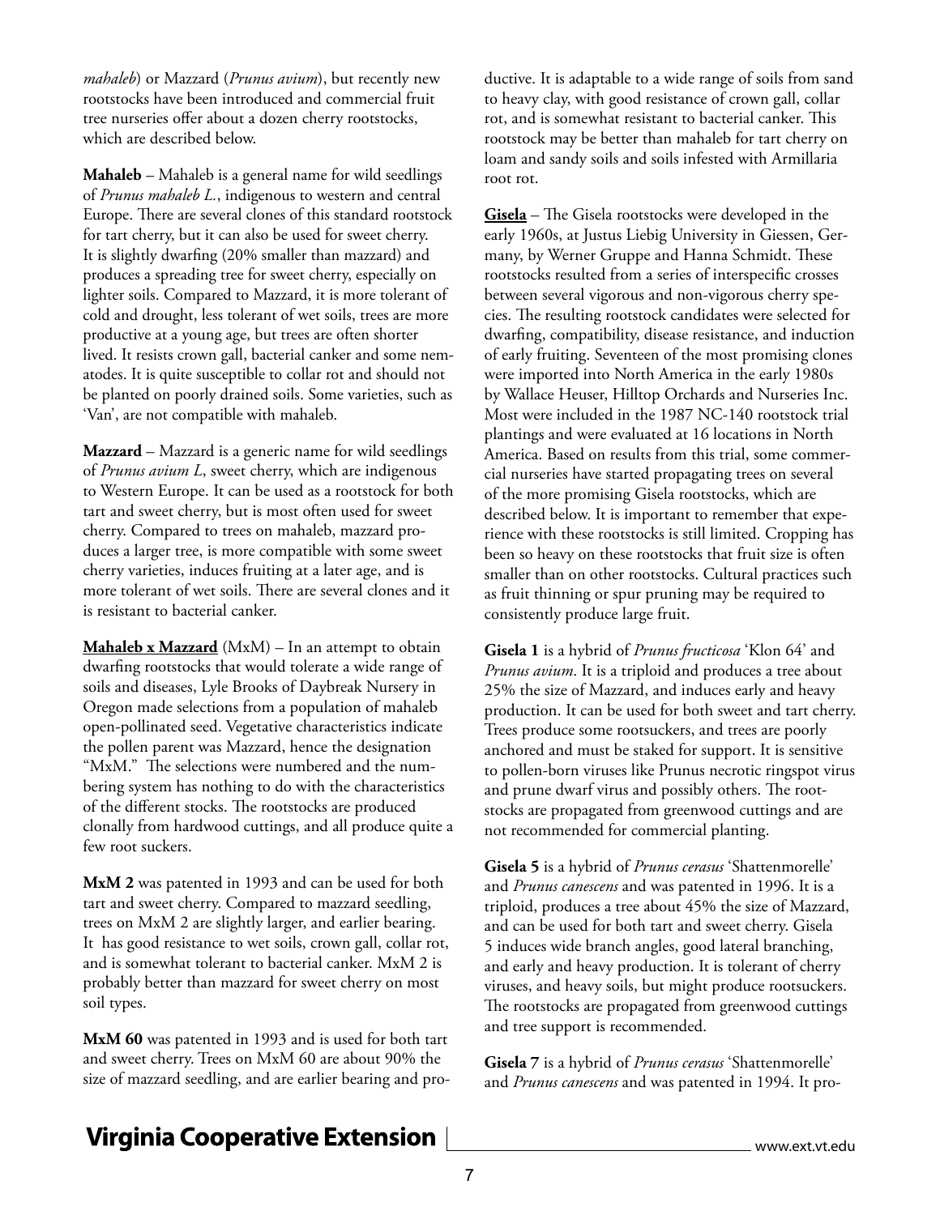*mahaleb*) or Mazzard (*Prunus avium*), but recently new rootstocks have been introduced and commercial fruit tree nurseries offer about a dozen cherry rootstocks, which are described below.

**Mahaleb** – Mahaleb is a general name for wild seedlings of *Prunus mahaleb L.*, indigenous to western and central Europe. There are several clones of this standard rootstock for tart cherry, but it can also be used for sweet cherry. It is slightly dwarfing (20% smaller than mazzard) and produces a spreading tree for sweet cherry, especially on lighter soils. Compared to Mazzard, it is more tolerant of cold and drought, less tolerant of wet soils, trees are more productive at a young age, but trees are often shorter lived. It resists crown gall, bacterial canker and some nematodes. It is quite susceptible to collar rot and should not be planted on poorly drained soils. Some varieties, such as 'Van', are not compatible with mahaleb.

**Mazzard** – Mazzard is a generic name for wild seedlings of *Prunus avium L*, sweet cherry, which are indigenous to Western Europe. It can be used as a rootstock for both tart and sweet cherry, but is most often used for sweet cherry. Compared to trees on mahaleb, mazzard produces a larger tree, is more compatible with some sweet cherry varieties, induces fruiting at a later age, and is more tolerant of wet soils. There are several clones and it is resistant to bacterial canker.

**Mahaleb x Mazzard** (MxM) – In an attempt to obtain dwarfing rootstocks that would tolerate a wide range of soils and diseases, Lyle Brooks of Daybreak Nursery in Oregon made selections from a population of mahaleb open-pollinated seed. Vegetative characteristics indicate the pollen parent was Mazzard, hence the designation "MxM." The selections were numbered and the numbering system has nothing to do with the characteristics of the different stocks. The rootstocks are produced clonally from hardwood cuttings, and all produce quite a few root suckers.

**MxM 2** was patented in 1993 and can be used for both tart and sweet cherry. Compared to mazzard seedling, trees on MxM 2 are slightly larger, and earlier bearing. It has good resistance to wet soils, crown gall, collar rot, and is somewhat tolerant to bacterial canker. MxM 2 is probably better than mazzard for sweet cherry on most soil types.

**MxM 60** was patented in 1993 and is used for both tart and sweet cherry. Trees on MxM 60 are about 90% the size of mazzard seedling, and are earlier bearing and productive. It is adaptable to a wide range of soils from sand to heavy clay, with good resistance of crown gall, collar rot, and is somewhat resistant to bacterial canker. This rootstock may be better than mahaleb for tart cherry on loam and sandy soils and soils infested with Armillaria root rot.

**Gisela** – The Gisela rootstocks were developed in the early 1960s, at Justus Liebig University in Giessen, Germany, by Werner Gruppe and Hanna Schmidt. These rootstocks resulted from a series of interspecific crosses between several vigorous and non-vigorous cherry species. The resulting rootstock candidates were selected for dwarfing, compatibility, disease resistance, and induction of early fruiting. Seventeen of the most promising clones were imported into North America in the early 1980s by Wallace Heuser, Hilltop Orchards and Nurseries Inc. Most were included in the 1987 NC-140 rootstock trial plantings and were evaluated at 16 locations in North America. Based on results from this trial, some commercial nurseries have started propagating trees on several of the more promising Gisela rootstocks, which are described below. It is important to remember that experience with these rootstocks is still limited. Cropping has been so heavy on these rootstocks that fruit size is often smaller than on other rootstocks. Cultural practices such as fruit thinning or spur pruning may be required to consistently produce large fruit.

**Gisela 1** is a hybrid of *Prunus fructicosa* 'Klon 64' and *Prunus avium*. It is a triploid and produces a tree about 25% the size of Mazzard, and induces early and heavy production. It can be used for both sweet and tart cherry. Trees produce some rootsuckers, and trees are poorly anchored and must be staked for support. It is sensitive to pollen-born viruses like Prunus necrotic ringspot virus and prune dwarf virus and possibly others. The rootstocks are propagated from greenwood cuttings and are not recommended for commercial planting.

**Gisela 5** is a hybrid of *Prunus cerasus* 'Shattenmorelle' and *Prunus canescens* and was patented in 1996. It is a triploid, produces a tree about 45% the size of Mazzard, and can be used for both tart and sweet cherry. Gisela 5 induces wide branch angles, good lateral branching, and early and heavy production. It is tolerant of cherry viruses, and heavy soils, but might produce rootsuckers. The rootstocks are propagated from greenwood cuttings and tree support is recommended.

**Gisela 7** is a hybrid of *Prunus cerasus* 'Shattenmorelle' and *Prunus canescens* and was patented in 1994. It pro-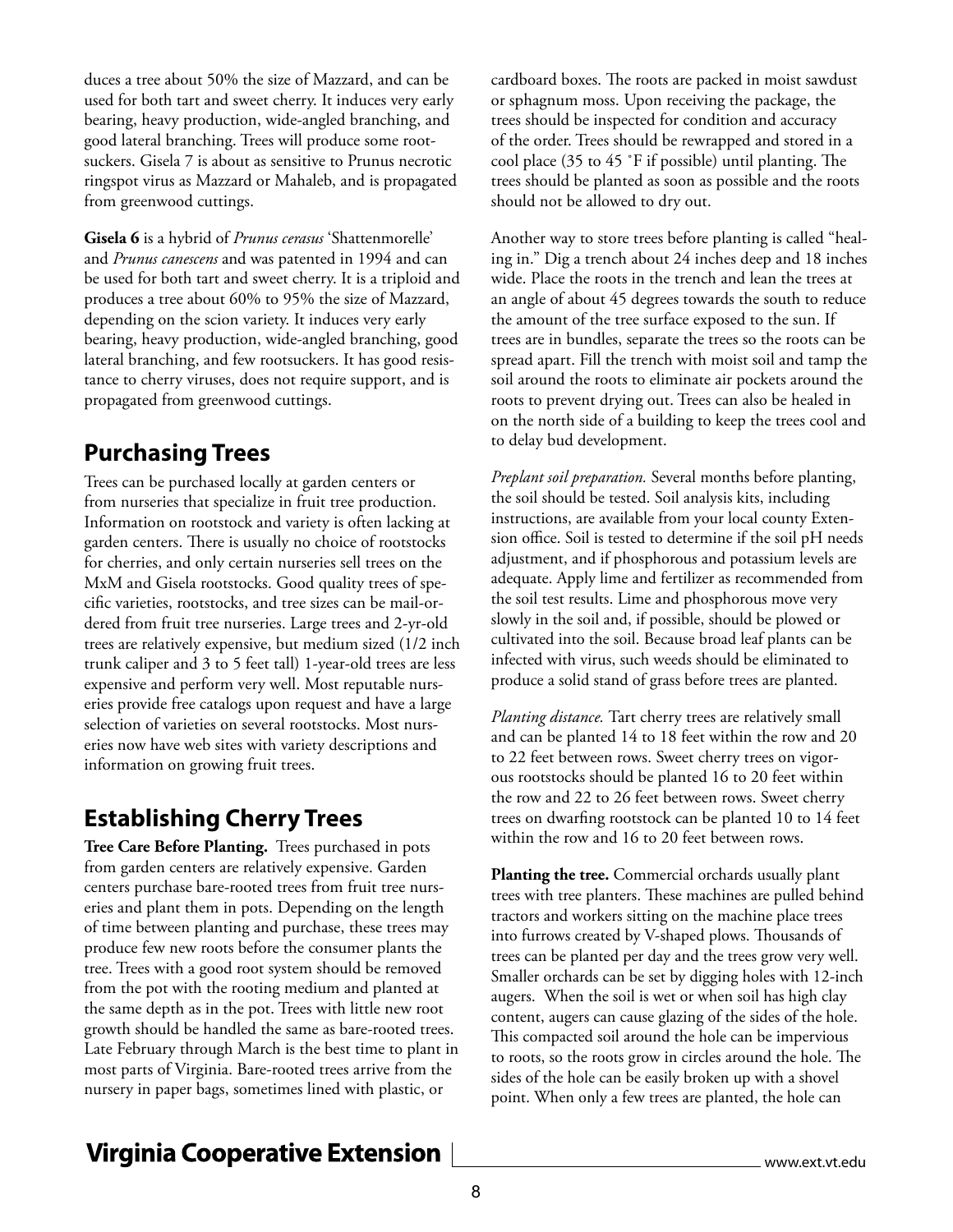duces a tree about 50% the size of Mazzard, and can be used for both tart and sweet cherry. It induces very early bearing, heavy production, wide-angled branching, and good lateral branching. Trees will produce some rootsuckers. Gisela 7 is about as sensitive to Prunus necrotic ringspot virus as Mazzard or Mahaleb, and is propagated from greenwood cuttings.

**Gisela 6** is a hybrid of *Prunus cerasus* 'Shattenmorelle' and *Prunus canescens* and was patented in 1994 and can be used for both tart and sweet cherry. It is a triploid and produces a tree about 60% to 95% the size of Mazzard, depending on the scion variety. It induces very early bearing, heavy production, wide-angled branching, good lateral branching, and few rootsuckers. It has good resistance to cherry viruses, does not require support, and is propagated from greenwood cuttings.

## Purchasing Trees

Trees can be purchased locally at garden centers or from nurseries that specialize in fruit tree production. Information on rootstock and variety is often lacking at garden centers. There is usually no choice of rootstocks for cherries, and only certain nurseries sell trees on the MxM and Gisela rootstocks. Good quality trees of specific varieties, rootstocks, and tree sizes can be mail-ordered from fruit tree nurseries. Large trees and 2-yr-old trees are relatively expensive, but medium sized (1/2 inch trunk caliper and 3 to 5 feet tall) 1-year-old trees are less expensive and perform very well. Most reputable nurseries provide free catalogs upon request and have a large selection of varieties on several rootstocks. Most nurseries now have web sites with variety descriptions and information on growing fruit trees.

## Establishing Cherry Trees

**Tree Care Before Planting.** Trees purchased in pots from garden centers are relatively expensive. Garden centers purchase bare-rooted trees from fruit tree nurseries and plant them in pots. Depending on the length of time between planting and purchase, these trees may produce few new roots before the consumer plants the tree. Trees with a good root system should be removed from the pot with the rooting medium and planted at the same depth as in the pot. Trees with little new root growth should be handled the same as bare-rooted trees. Late February through March is the best time to plant in most parts of Virginia. Bare-rooted trees arrive from the nursery in paper bags, sometimes lined with plastic, or cardboard boxes. The roots are packed in moist sawdust or sphagnum moss. Upon receiving the package, the trees should be inspected for condition and accuracy of the order. Trees should be rewrapped and stored in a cool place (35 to 45 ˚F if possible) until planting. The trees should be planted as soon as possible and the roots should not be allowed to dry out.

Another way to store trees before planting is called "healing in." Dig a trench about 24 inches deep and 18 inches wide. Place the roots in the trench and lean the trees at an angle of about 45 degrees towards the south to reduce the amount of the tree surface exposed to the sun. If trees are in bundles, separate the trees so the roots can be spread apart. Fill the trench with moist soil and tamp the soil around the roots to eliminate air pockets around the roots to prevent drying out. Trees can also be healed in on the north side of a building to keep the trees cool and to delay bud development.

*Preplant soil preparation.* Several months before planting, the soil should be tested. Soil analysis kits, including instructions, are available from your local county Extension office. Soil is tested to determine if the soil pH needs adjustment, and if phosphorous and potassium levels are adequate. Apply lime and fertilizer as recommended from the soil test results. Lime and phosphorous move very slowly in the soil and, if possible, should be plowed or cultivated into the soil. Because broad leaf plants can be infected with virus, such weeds should be eliminated to produce a solid stand of grass before trees are planted.

*Planting distance.* Tart cherry trees are relatively small and can be planted 14 to 18 feet within the row and 20 to 22 feet between rows. Sweet cherry trees on vigorous rootstocks should be planted 16 to 20 feet within the row and 22 to 26 feet between rows. Sweet cherry trees on dwarfing rootstock can be planted 10 to 14 feet within the row and 16 to 20 feet between rows.

**Planting the tree.** Commercial orchards usually plant trees with tree planters. These machines are pulled behind tractors and workers sitting on the machine place trees into furrows created by V-shaped plows. Thousands of trees can be planted per day and the trees grow very well. Smaller orchards can be set by digging holes with 12-inch augers. When the soil is wet or when soil has high clay content, augers can cause glazing of the sides of the hole. This compacted soil around the hole can be impervious to roots, so the roots grow in circles around the hole. The sides of the hole can be easily broken up with a shovel point. When only a few trees are planted, the hole can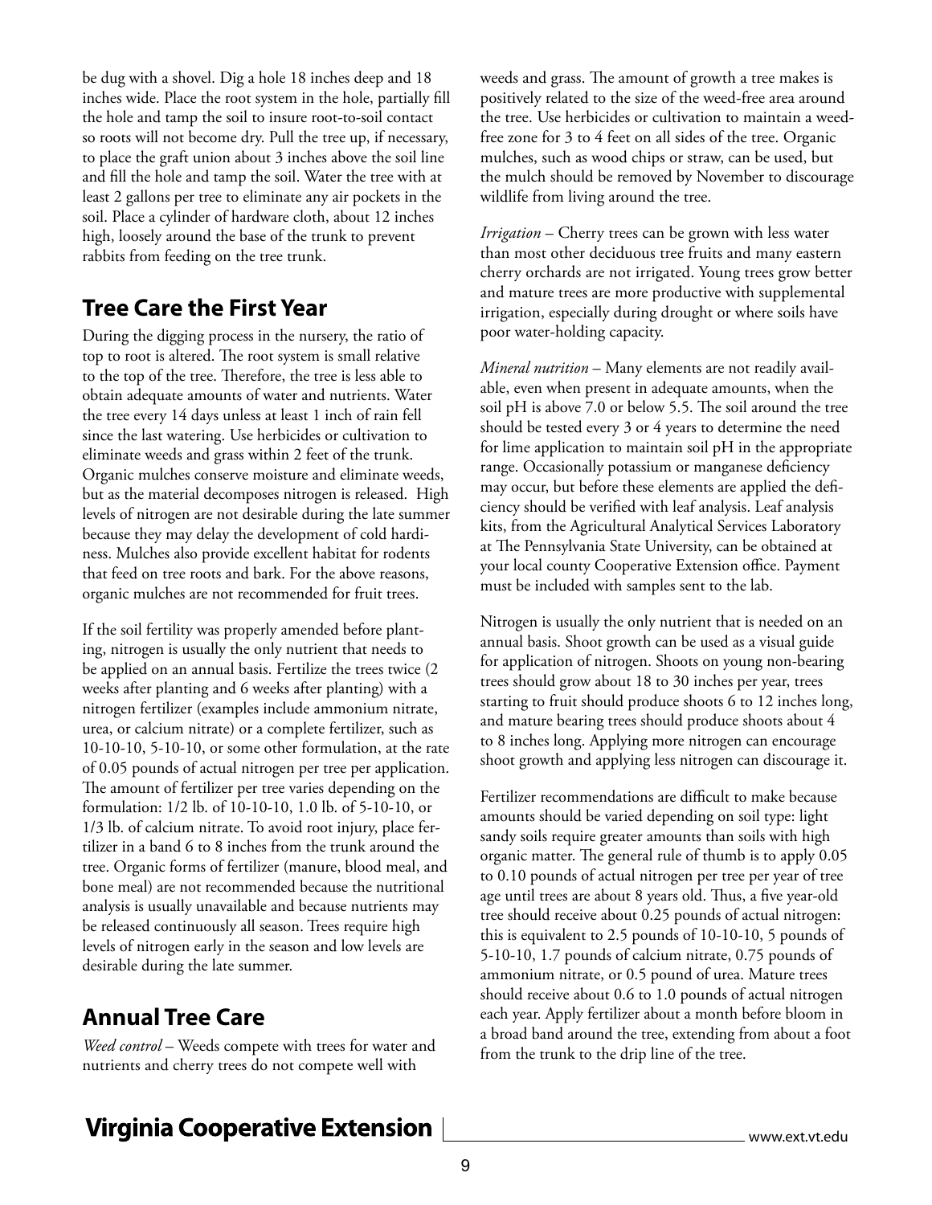be dug with a shovel. Dig a hole 18 inches deep and 18 inches wide. Place the root system in the hole, partially fill the hole and tamp the soil to insure root-to-soil contact so roots will not become dry. Pull the tree up, if necessary, to place the graft union about 3 inches above the soil line and fill the hole and tamp the soil. Water the tree with at least 2 gallons per tree to eliminate any air pockets in the soil. Place a cylinder of hardware cloth, about 12 inches high, loosely around the base of the trunk to prevent rabbits from feeding on the tree trunk.

## Tree Care the First Year

During the digging process in the nursery, the ratio of top to root is altered. The root system is small relative to the top of the tree. Therefore, the tree is less able to obtain adequate amounts of water and nutrients. Water the tree every 14 days unless at least 1 inch of rain fell since the last watering. Use herbicides or cultivation to eliminate weeds and grass within 2 feet of the trunk. Organic mulches conserve moisture and eliminate weeds, but as the material decomposes nitrogen is released. High levels of nitrogen are not desirable during the late summer because they may delay the development of cold hardiness. Mulches also provide excellent habitat for rodents that feed on tree roots and bark. For the above reasons, organic mulches are not recommended for fruit trees.

If the soil fertility was properly amended before planting, nitrogen is usually the only nutrient that needs to be applied on an annual basis. Fertilize the trees twice (2 weeks after planting and 6 weeks after planting) with a nitrogen fertilizer (examples include ammonium nitrate, urea, or calcium nitrate) or a complete fertilizer, such as 10-10-10, 5-10-10, or some other formulation, at the rate of 0.05 pounds of actual nitrogen per tree per application. The amount of fertilizer per tree varies depending on the formulation: 1/2 lb. of 10-10-10, 1.0 lb. of 5-10-10, or 1/3 lb. of calcium nitrate. To avoid root injury, place fertilizer in a band 6 to 8 inches from the trunk around the tree. Organic forms of fertilizer (manure, blood meal, and bone meal) are not recommended because the nutritional analysis is usually unavailable and because nutrients may be released continuously all season. Trees require high levels of nitrogen early in the season and low levels are desirable during the late summer.

## Annual Tree Care

*Weed control* – Weeds compete with trees for water and nutrients and cherry trees do not compete well with weeds and grass. The amount of growth a tree makes is positively related to the size of the weed-free area around the tree. Use herbicides or cultivation to maintain a weed-free zone for 3 to 4 feet on all sides of the tree. Organic mulches, such as wood chips or straw, can be used, but the mulch should be removed by November to discourage wildlife from living around the tree.

*Irrigation* – Cherry trees can be grown with less water than most other deciduous tree fruits and many eastern cherry orchards are not irrigated. Young trees grow better and mature trees are more productive with supplemental irrigation, especially during drought or where soils have poor water-holding capacity.

*Mineral nutrition* – Many elements are not readily available, even when present in adequate amounts, when the soil pH is above 7.0 or below 5.5. The soil around the tree should be tested every 3 or 4 years to determine the need for lime application to maintain soil pH in the appropriate range. Occasionally potassium or manganese deficiency may occur, but before these elements are applied the deficiency should be verified with leaf analysis. Leaf analysis kits, from the Agricultural Analytical Services Laboratory at The Pennsylvania State University, can be obtained at your local county Cooperative Extension office. Payment must be included with samples sent to the lab.

Nitrogen is usually the only nutrient that is needed on an annual basis. Shoot growth can be used as a visual guide for application of nitrogen. Shoots on young non-bearing trees should grow about 18 to 30 inches per year, trees starting to fruit should produce shoots 6 to 12 inches long, and mature bearing trees should produce shoots about 4 to 8 inches long. Applying more nitrogen can encourage shoot growth and applying less nitrogen can discourage it.

Fertilizer recommendations are difficult to make because amounts should be varied depending on soil type: light sandy soils require greater amounts than soils with high organic matter. The general rule of thumb is to apply 0.05 to 0.10 pounds of actual nitrogen per tree per year of tree age until trees are about 8 years old. Thus, a five year-old tree should receive about 0.25 pounds of actual nitrogen: this is equivalent to 2.5 pounds of 10-10-10, 5 pounds of 5-10-10, 1.7 pounds of calcium nitrate, 0.75 pounds of ammonium nitrate, or 0.5 pound of urea. Mature trees should receive about 0.6 to 1.0 pounds of actual nitrogen each year. Apply fertilizer about a month before bloom in a broad band around the tree, extending from about a foot from the trunk to the drip line of the tree.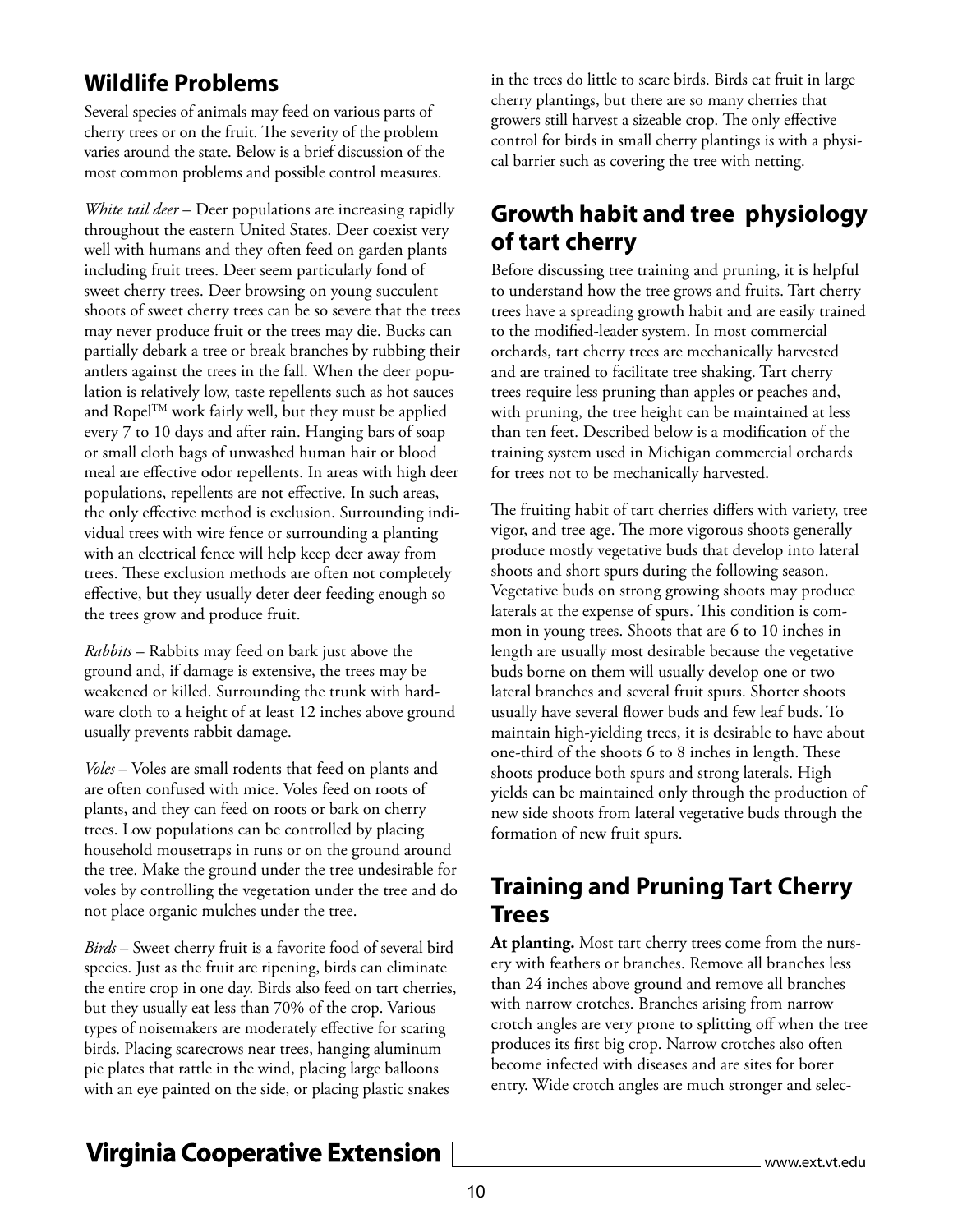## Wildlife Problems

Several species of animals may feed on various parts of cherry trees or on the fruit. The severity of the problem varies around the state. Below is a brief discussion of the most common problems and possible control measures.

*White tail deer* – Deer populations are increasing rapidly throughout the eastern United States. Deer coexist very well with humans and they often feed on garden plants including fruit trees. Deer seem particularly fond of sweet cherry trees. Deer browsing on young succulent shoots of sweet cherry trees can be so severe that the trees may never produce fruit or the trees may die. Bucks can partially debark a tree or break branches by rubbing their antlers against the trees in the fall. When the deer population is relatively low, taste repellents such as hot sauces and Ropel™ work fairly well, but they must be applied every 7 to 10 days and after rain. Hanging bars of soap or small cloth bags of unwashed human hair or blood meal are effective odor repellents. In areas with high deer populations, repellents are not effective. In such areas, the only effective method is exclusion. Surrounding individual trees with wire fence or surrounding a planting with an electrical fence will help keep deer away from trees. These exclusion methods are often not completely effective, but they usually deter deer feeding enough so the trees grow and produce fruit.

*Rabbits* – Rabbits may feed on bark just above the ground and, if damage is extensive, the trees may be weakened or killed. Surrounding the trunk with hardware cloth to a height of at least 12 inches above ground usually prevents rabbit damage.

*Voles* – Voles are small rodents that feed on plants and are often confused with mice. Voles feed on roots of plants, and they can feed on roots or bark on cherry trees. Low populations can be controlled by placing household mousetraps in runs or on the ground around the tree. Make the ground under the tree undesirable for voles by controlling the vegetation under the tree and do not place organic mulches under the tree.

*Birds* – Sweet cherry fruit is a favorite food of several bird species. Just as the fruit are ripening, birds can eliminate the entire crop in one day. Birds also feed on tart cherries, but they usually eat less than 70% of the crop. Various types of noisemakers are moderately effective for scaring birds. Placing scarecrows near trees, hanging aluminum pie plates that rattle in the wind, placing large balloons with an eye painted on the side, or placing plastic snakes in the trees do little to scare birds. Birds eat fruit in large cherry plantings, but there are so many cherries that growers still harvest a sizeable crop. The only effective control for birds in small cherry plantings is with a physical barrier such as covering the tree with netting.

## Growth habit and tree physiology of tart cherry

Before discussing tree training and pruning, it is helpful to understand how the tree grows and fruits. Tart cherry trees have a spreading growth habit and are easily trained to the modified-leader system. In most commercial orchards, tart cherry trees are mechanically harvested and are trained to facilitate tree shaking. Tart cherry trees require less pruning than apples or peaches and, with pruning, the tree height can be maintained at less than ten feet. Described below is a modification of the training system used in Michigan commercial orchards for trees not to be mechanically harvested.

The fruiting habit of tart cherries differs with variety, tree vigor, and tree age. The more vigorous shoots generally produce mostly vegetative buds that develop into lateral shoots and short spurs during the following season. Vegetative buds on strong growing shoots may produce laterals at the expense of spurs. This condition is common in young trees. Shoots that are 6 to 10 inches in length are usually most desirable because the vegetative buds borne on them will usually develop one or two lateral branches and several fruit spurs. Shorter shoots usually have several flower buds and few leaf buds. To maintain high-yielding trees, it is desirable to have about one-third of the shoots 6 to 8 inches in length. These shoots produce both spurs and strong laterals. High yields can be maintained only through the production of new side shoots from lateral vegetative buds through the formation of new fruit spurs.

## Training and Pruning Tart Cherry Trees

**At planting.** Most tart cherry trees come from the nursery with feathers or branches. Remove all branches less than 24 inches above ground and remove all branches with narrow crotches. Branches arising from narrow crotch angles are very prone to splitting off when the tree produces its first big crop. Narrow crotches also often become infected with diseases and are sites for borer entry. Wide crotch angles are much stronger and selec-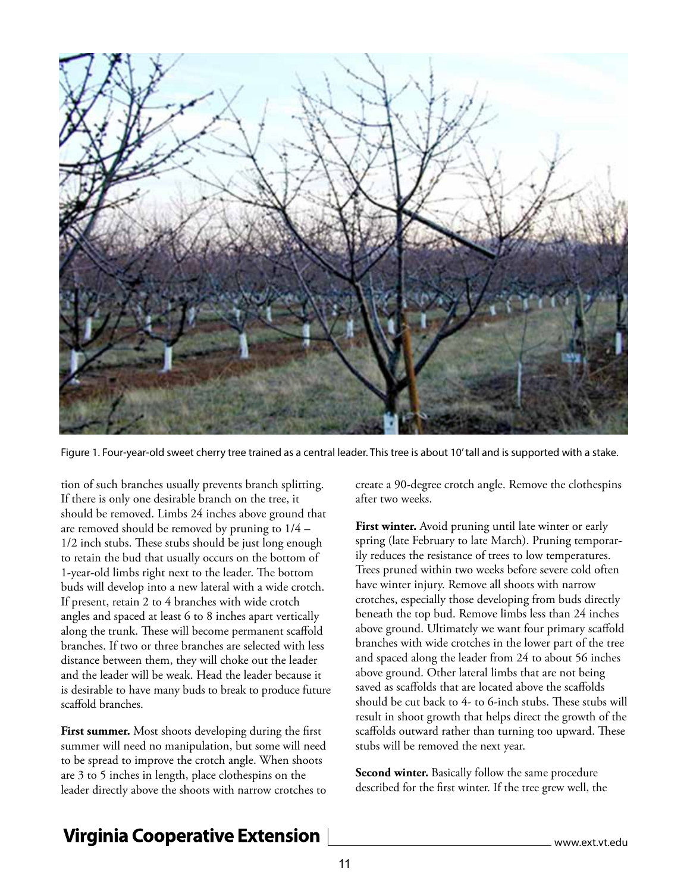Figure 1. Four-year-old sweet cherry tree trained as a central leader. This tree is about 10′ tall and is supported with a stake.

tion of such branches usually prevents branch splitting. If there is only one desirable branch on the tree, it should be removed. Limbs 24 inches above ground that are removed should be removed by pruning to 1/4 – 1/2 inch stubs. These stubs should be just long enough to retain the bud that usually occurs on the bottom of 1-year-old limbs right next to the leader. The bottom buds will develop into a new lateral with a wide crotch. If present, retain 2 to 4 branches with wide crotch angles and spaced at least 6 to 8 inches apart vertically along the trunk. These will become permanent scaffold branches. If two or three branches are selected with less distance between them, they will choke out the leader and the leader will be weak. Head the leader because it is desirable to have many buds to break to produce future scaffold branches.

**First summer.** Most shoots developing during the first summer will need no manipulation, but some will need to be spread to improve the crotch angle. When shoots are 3 to 5 inches in length, place clothespins on the leader directly above the shoots with narrow crotches to create a 90-degree crotch angle. Remove the clothespins after two weeks.

**First winter.** Avoid pruning until late winter or early spring (late February to late March). Pruning temporarily reduces the resistance of trees to low temperatures. Trees pruned within two weeks before severe cold often have winter injury. Remove all shoots with narrow crotches, especially those developing from buds directly beneath the top bud. Remove limbs less than 24 inches above ground. Ultimately we want four primary scaffold branches with wide crotches in the lower part of the tree and spaced along the leader from 24 to about 56 inches above ground. Other lateral limbs that are not being saved as scaffolds that are located above the scaffolds should be cut back to 4- to 6-inch stubs. These stubs will result in shoot growth that helps direct the growth of the scaffolds outward rather than turning too upward. These stubs will be removed the next year.

**Second winter.** Basically follow the same procedure described for the first winter. If the tree grew well, the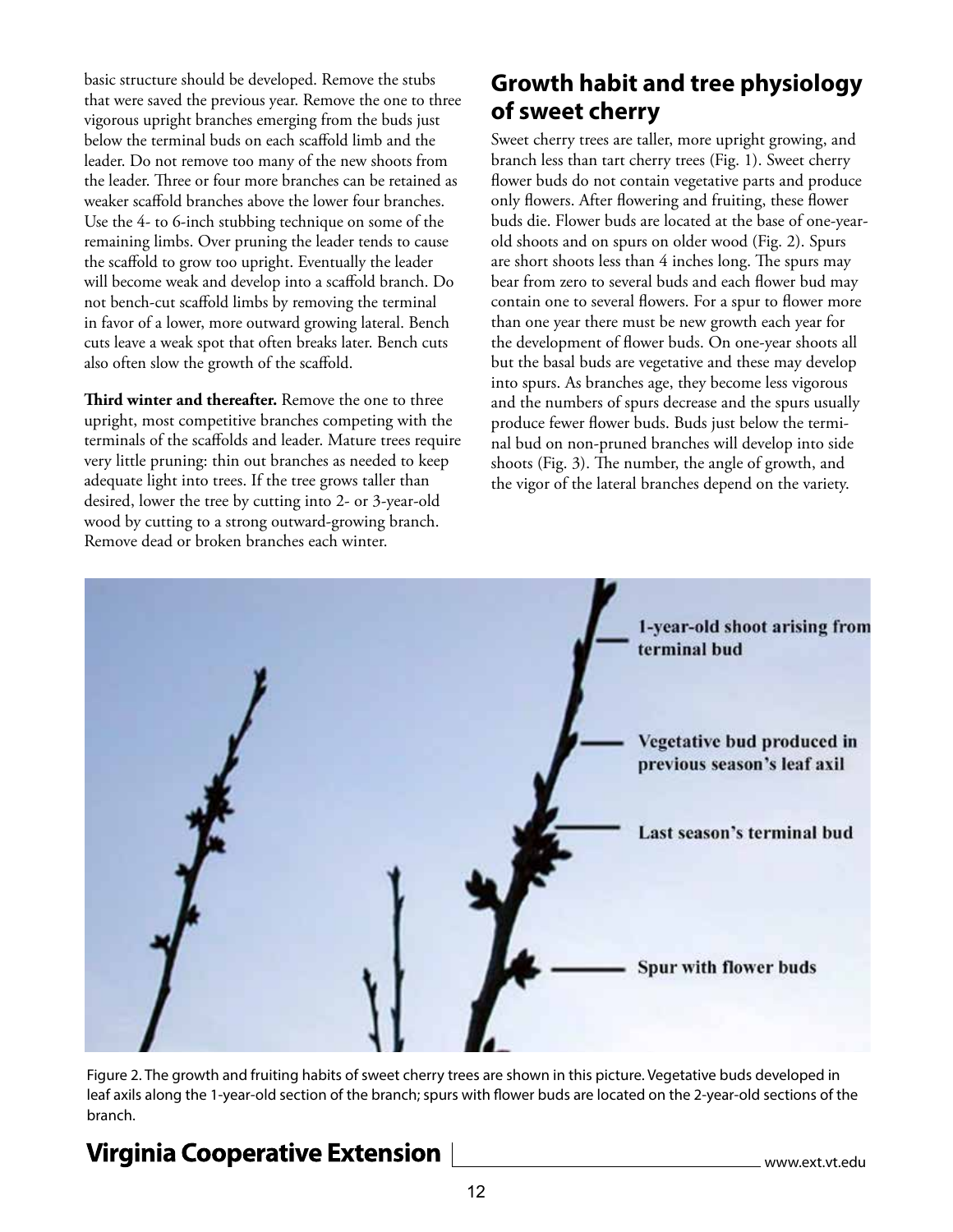basic structure should be developed. Remove the stubs that were saved the previous year. Remove the one to three vigorous upright branches emerging from the buds just below the terminal buds on each scaffold limb and the leader. Do not remove too many of the new shoots from the leader. Three or four more branches can be retained as weaker scaffold branches above the lower four branches. Use the 4- to 6-inch stubbing technique on some of the remaining limbs. Over pruning the leader tends to cause the scaffold to grow too upright. Eventually the leader will become weak and develop into a scaffold branch. Do not bench-cut scaffold limbs by removing the terminal in favor of a lower, more outward growing lateral. Bench cuts leave a weak spot that often breaks later. Bench cuts also often slow the growth of the scaffold.

**Third winter and thereafter.** Remove the one to three upright, most competitive branches competing with the terminals of the scaffolds and leader. Mature trees require very little pruning: thin out branches as needed to keep adequate light into trees. If the tree grows taller than desired, lower the tree by cutting into 2- or 3-year-old wood by cutting to a strong outward-growing branch. Remove dead or broken branches each winter.

## Growth habit and tree physiology of sweet cherry

Sweet cherry trees are taller, more upright growing, and branch less than tart cherry trees (Fig. 1). Sweet cherry flower buds do not contain vegetative parts and produce only flowers. After flowering and fruiting, these flower buds die. Flower buds are located at the base of one-year-old shoots and on spurs on older wood (Fig. 2). Spurs are short shoots less than 4 inches long. The spurs may bear from zero to several buds and each flower bud may contain one to several flowers. For a spur to flower more than one year there must be new growth each year for the development of flower buds. On one-year shoots all but the basal buds are vegetative and these may develop into spurs. As branches age, they become less vigorous and the numbers of spurs decrease and the spurs usually produce fewer flower buds. Buds just below the terminal bud on non-pruned branches will develop into side shoots (Fig. 3). The number, the angle of growth, and the vigor of the lateral branches depend on the variety.

Figure 2. The growth and fruiting habits of sweet cherry trees are shown in this picture. Vegetative buds developed in leaf axils along the 1-year-old section of the branch; spurs with flower buds are located on the 2-year-old sections of the branch.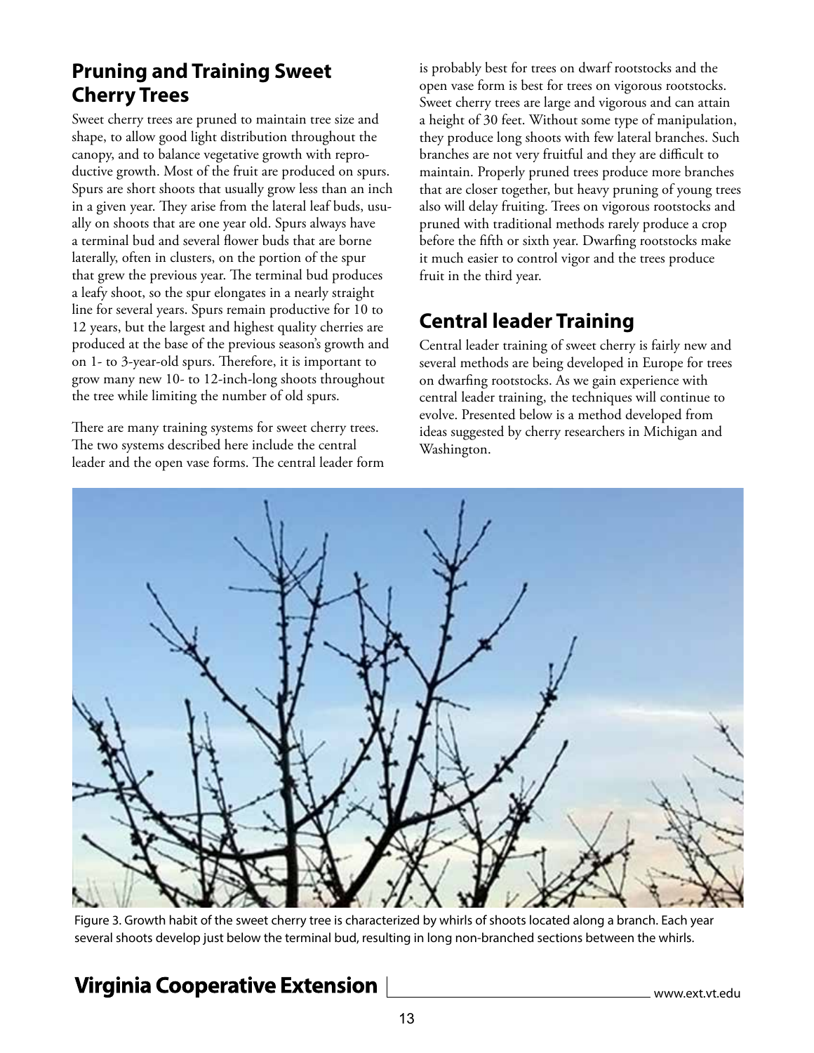## Pruning and Training Sweet Cherry Trees

Sweet cherry trees are pruned to maintain tree size and shape, to allow good light distribution throughout the canopy, and to balance vegetative growth with reproductive growth. Most of the fruit are produced on spurs. Spurs are short shoots that usually grow less than an inch in a given year. They arise from the lateral leaf buds, usually on shoots that are one year old. Spurs always have a terminal bud and several flower buds that are borne laterally, often in clusters, on the portion of the spur that grew the previous year. The terminal bud produces a leafy shoot, so the spur elongates in a nearly straight line for several years. Spurs remain productive for 10 to 12 years, but the largest and highest quality cherries are produced at the base of the previous season's growth and on 1- to 3-year-old spurs. Therefore, it is important to grow many new 10- to 12-inch-long shoots throughout the tree while limiting the number of old spurs.

There are many training systems for sweet cherry trees. The two systems described here include the central leader and the open vase forms. The central leader form is probably best for trees on dwarf rootstocks and the open vase form is best for trees on vigorous rootstocks. Sweet cherry trees are large and vigorous and can attain a height of 30 feet. Without some type of manipulation, they produce long shoots with few lateral branches. Such branches are not very fruitful and they are difficult to maintain. Properly pruned trees produce more branches that are closer together, but heavy pruning of young trees also will delay fruiting. Trees on vigorous rootstocks and pruned with traditional methods rarely produce a crop before the fifth or sixth year. Dwarfing rootstocks make it much easier to control vigor and the trees produce fruit in the third year.

## Central leader Training

Central leader training of sweet cherry is fairly new and several methods are being developed in Europe for trees on dwarfing rootstocks. As we gain experience with central leader training, the techniques will continue to evolve. Presented below is a method developed from ideas suggested by cherry researchers in Michigan and Washington.

Figure 3. Growth habit of the sweet cherry tree is characterized by whirls of shoots located along a branch. Each year several shoots develop just below the terminal bud, resulting in long non-branched sections between the whirls.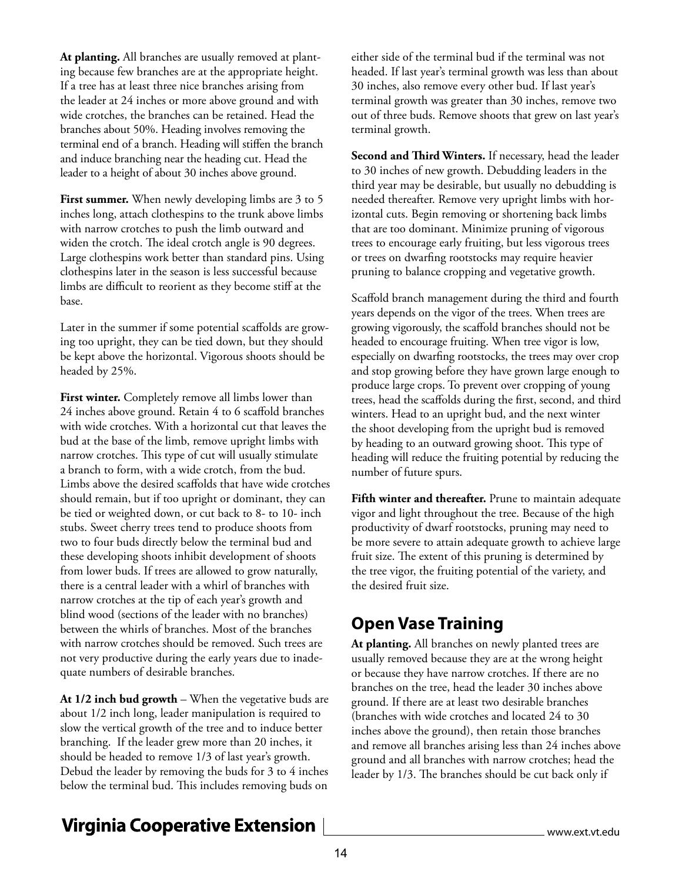**At planting.** All branches are usually removed at planting because few branches are at the appropriate height. If a tree has at least three nice branches arising from the leader at 24 inches or more above ground and with wide crotches, the branches can be retained. Head the branches about 50%. Heading involves removing the terminal end of a branch. Heading will stiffen the branch and induce branching near the heading cut. Head the leader to a height of about 30 inches above ground.

**First summer.** When newly developing limbs are 3 to 5 inches long, attach clothespins to the trunk above limbs with narrow crotches to push the limb outward and widen the crotch. The ideal crotch angle is 90 degrees. Large clothespins work better than standard pins. Using clothespins later in the season is less successful because limbs are difficult to reorient as they become stiff at the base.

Later in the summer if some potential scaffolds are growing too upright, they can be tied down, but they should be kept above the horizontal. Vigorous shoots should be headed by 25%.

**First winter.** Completely remove all limbs lower than 24 inches above ground. Retain 4 to 6 scaffold branches with wide crotches. With a horizontal cut that leaves the bud at the base of the limb, remove upright limbs with narrow crotches. This type of cut will usually stimulate a branch to form, with a wide crotch, from the bud. Limbs above the desired scaffolds that have wide crotches should remain, but if too upright or dominant, they can be tied or weighted down, or cut back to 8- to 10- inch stubs. Sweet cherry trees tend to produce shoots from two to four buds directly below the terminal bud and these developing shoots inhibit development of shoots from lower buds. If trees are allowed to grow naturally, there is a central leader with a whirl of branches with narrow crotches at the tip of each year's growth and blind wood (sections of the leader with no branches) between the whirls of branches. Most of the branches with narrow crotches should be removed. Such trees are not very productive during the early years due to inadequate numbers of desirable branches.

**At 1/2 inch bud growth** – When the vegetative buds are about 1/2 inch long, leader manipulation is required to slow the vertical growth of the tree and to induce better branching. If the leader grew more than 20 inches, it should be headed to remove 1/3 of last year's growth. Debud the leader by removing the buds for 3 to 4 inches below the terminal bud. This includes removing buds on either side of the terminal bud if the terminal was not headed. If last year's terminal growth was less than about 30 inches, also remove every other bud. If last year's terminal growth was greater than 30 inches, remove two out of three buds. Remove shoots that grew on last year's terminal growth.

**Second and Third Winters.** If necessary, head the leader to 30 inches of new growth. Debudding leaders in the third year may be desirable, but usually no debudding is needed thereafter. Remove very upright limbs with horizontal cuts. Begin removing or shortening back limbs that are too dominant. Minimize pruning of vigorous trees to encourage early fruiting, but less vigorous trees or trees on dwarfing rootstocks may require heavier pruning to balance cropping and vegetative growth.

Scaffold branch management during the third and fourth years depends on the vigor of the trees. When trees are growing vigorously, the scaffold branches should not be headed to encourage fruiting. When tree vigor is low, especially on dwarfing rootstocks, the trees may over crop and stop growing before they have grown large enough to produce large crops. To prevent over cropping of young trees, head the scaffolds during the first, second, and third winters. Head to an upright bud, and the next winter the shoot developing from the upright bud is removed by heading to an outward growing shoot. This type of heading will reduce the fruiting potential by reducing the number of future spurs.

**Fifth winter and thereafter.** Prune to maintain adequate vigor and light throughout the tree. Because of the high productivity of dwarf rootstocks, pruning may need to be more severe to attain adequate growth to achieve large fruit size. The extent of this pruning is determined by the tree vigor, the fruiting potential of the variety, and the desired fruit size.

## Open Vase Training

**At planting.** All branches on newly planted trees are usually removed because they are at the wrong height or because they have narrow crotches. If there are no branches on the tree, head the leader 30 inches above ground. If there are at least two desirable branches (branches with wide crotches and located 24 to 30 inches above the ground), then retain those branches and remove all branches arising less than 24 inches above ground and all branches with narrow crotches; head the leader by 1/3. The branches should be cut back only if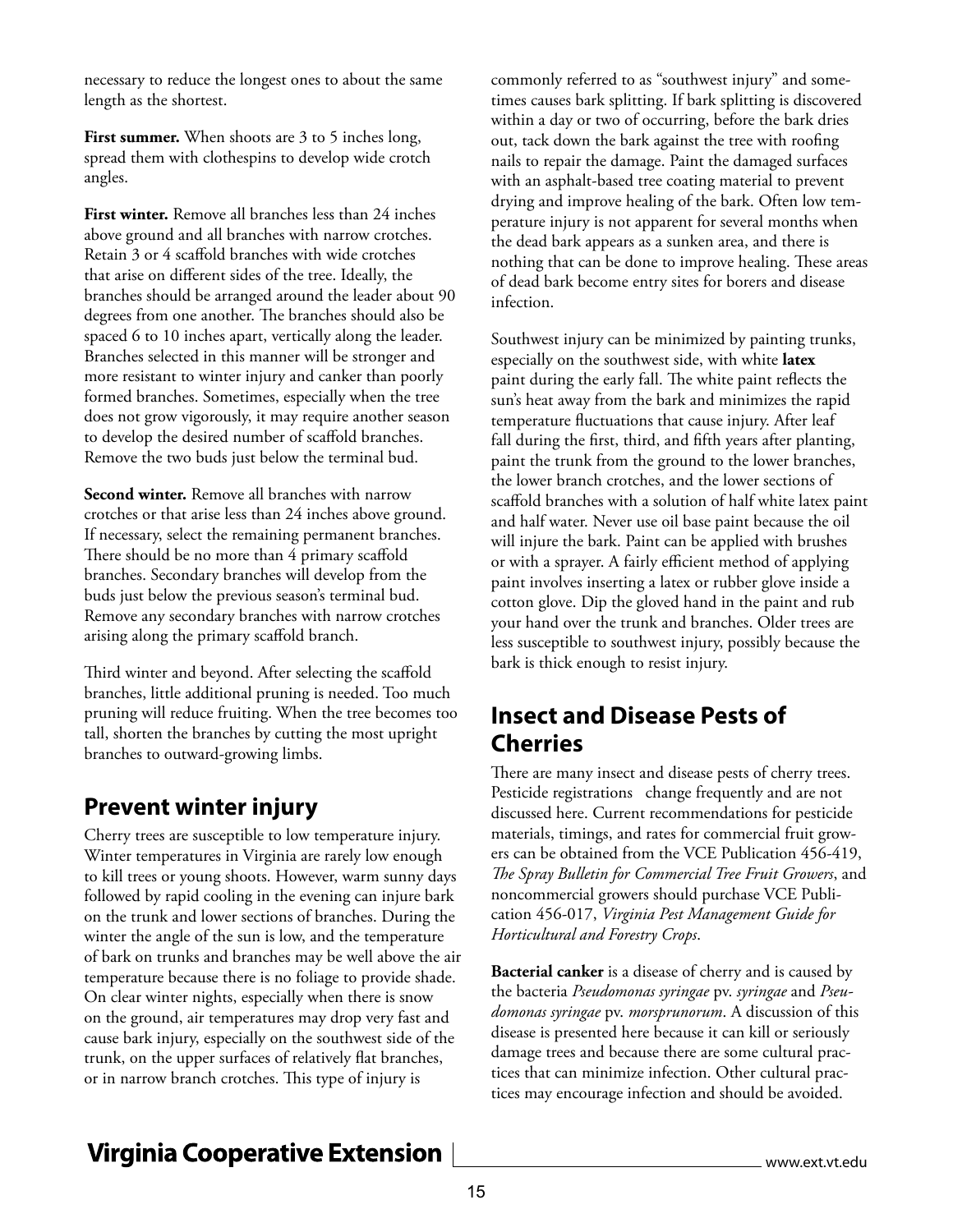necessary to reduce the longest ones to about the same length as the shortest.

**First summer.** When shoots are 3 to 5 inches long, spread them with clothespins to develop wide crotch angles.

**First winter.** Remove all branches less than 24 inches above ground and all branches with narrow crotches. Retain 3 or 4 scaffold branches with wide crotches that arise on different sides of the tree. Ideally, the branches should be arranged around the leader about 90 degrees from one another. The branches should also be spaced 6 to 10 inches apart, vertically along the leader. Branches selected in this manner will be stronger and more resistant to winter injury and canker than poorly formed branches. Sometimes, especially when the tree does not grow vigorously, it may require another season to develop the desired number of scaffold branches. Remove the two buds just below the terminal bud.

**Second winter.** Remove all branches with narrow crotches or that arise less than 24 inches above ground. If necessary, select the remaining permanent branches. There should be no more than 4 primary scaffold branches. Secondary branches will develop from the buds just below the previous season's terminal bud. Remove any secondary branches with narrow crotches arising along the primary scaffold branch.

Third winter and beyond. After selecting the scaffold branches, little additional pruning is needed. Too much pruning will reduce fruiting. When the tree becomes too tall, shorten the branches by cutting the most upright branches to outward-growing limbs.

## Prevent winter injury

Cherry trees are susceptible to low temperature injury. Winter temperatures in Virginia are rarely low enough to kill trees or young shoots. However, warm sunny days followed by rapid cooling in the evening can injure bark on the trunk and lower sections of branches. During the winter the angle of the sun is low, and the temperature of bark on trunks and branches may be well above the air temperature because there is no foliage to provide shade. On clear winter nights, especially when there is snow on the ground, air temperatures may drop very fast and cause bark injury, especially on the southwest side of the trunk, on the upper surfaces of relatively flat branches, or in narrow branch crotches. This type of injury is commonly referred to as "southwest injury" and sometimes causes bark splitting. If bark splitting is discovered within a day or two of occurring, before the bark dries out, tack down the bark against the tree with roofing nails to repair the damage. Paint the damaged surfaces with an asphalt-based tree coating material to prevent drying and improve healing of the bark. Often low temperature injury is not apparent for several months when the dead bark appears as a sunken area, and there is nothing that can be done to improve healing. These areas of dead bark become entry sites for borers and disease infection.

Southwest injury can be minimized by painting trunks, especially on the southwest side, with white **latex** paint during the early fall. The white paint reflects the sun's heat away from the bark and minimizes the rapid temperature fluctuations that cause injury. After leaf fall during the first, third, and fifth years after planting, paint the trunk from the ground to the lower branches, the lower branch crotches, and the lower sections of scaffold branches with a solution of half white latex paint and half water. Never use oil base paint because the oil will injure the bark. Paint can be applied with brushes or with a sprayer. A fairly efficient method of applying paint involves inserting a latex or rubber glove inside a cotton glove. Dip the gloved hand in the paint and rub your hand over the trunk and branches. Older trees are less susceptible to southwest injury, possibly because the bark is thick enough to resist injury.

## Insect and Disease Pests of Cherries

There are many insect and disease pests of cherry trees. Pesticide registrations change frequently and are not discussed here. Current recommendations for pesticide materials, timings, and rates for commercial fruit growers can be obtained from the VCE Publication 456-419, *The Spray Bulletin for Commercial Tree Fruit Growers*, and noncommercial growers should purchase VCE Publication 456-017, *Virginia Pest Management Guide for Horticultural and Forestry Crops*.

**Bacterial canker** is a disease of cherry and is caused by the bacteria *Pseudomonas syringae* pv. *syringae* and *Pseudomonas syringae* pv. *morsprunorum*. A discussion of this disease is presented here because it can kill or seriously damage trees and because there are some cultural practices that can minimize infection. Other cultural practices may encourage infection and should be avoided.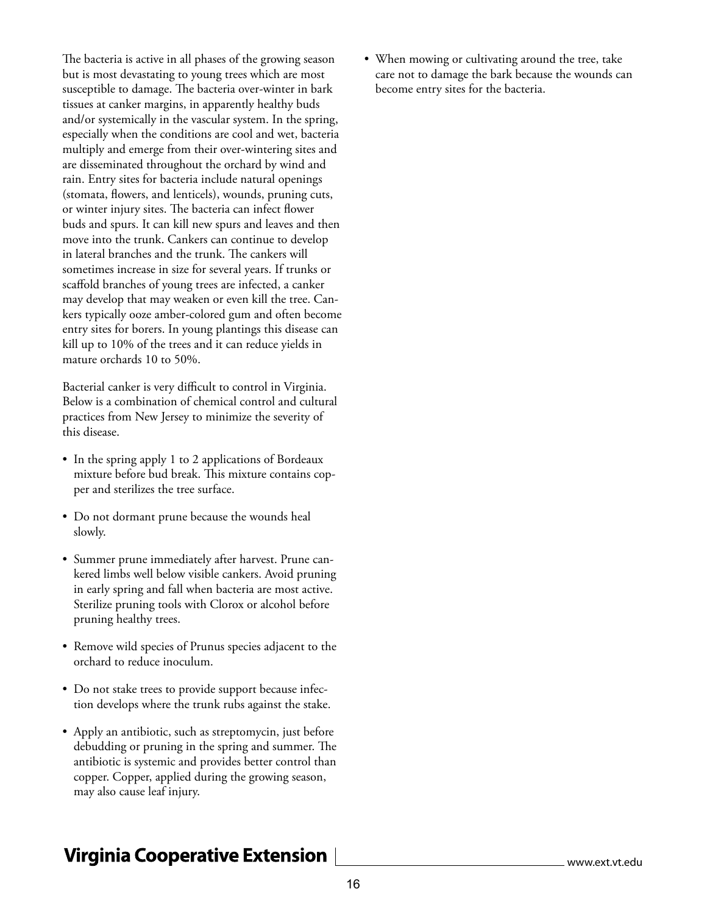The bacteria is active in all phases of the growing season but is most devastating to young trees which are most susceptible to damage. The bacteria over-winter in bark tissues at canker margins, in apparently healthy buds and/or systemically in the vascular system. In the spring, especially when the conditions are cool and wet, bacteria multiply and emerge from their over-wintering sites and are disseminated throughout the orchard by wind and rain. Entry sites for bacteria include natural openings (stomata, flowers, and lenticels), wounds, pruning cuts, or winter injury sites. The bacteria can infect flower buds and spurs. It can kill new spurs and leaves and then move into the trunk. Cankers can continue to develop in lateral branches and the trunk. The cankers will sometimes increase in size for several years. If trunks or scaffold branches of young trees are infected, a canker may develop that may weaken or even kill the tree. Cankers typically ooze amber-colored gum and often become entry sites for borers. In young plantings this disease can kill up to 10% of the trees and it can reduce yields in mature orchards 10 to 50%.

Bacterial canker is very difficult to control in Virginia. Below is a combination of chemical control and cultural practices from New Jersey to minimize the severity of this disease.

- In the spring apply 1 to 2 applications of Bordeaux mixture before bud break. This mixture contains copper and sterilizes the tree surface.
- Do not dormant prune because the wounds heal slowly.
- Summer prune immediately after harvest. Prune cankered limbs well below visible cankers. Avoid pruning in early spring and fall when bacteria are most active. Sterilize pruning tools with Clorox or alcohol before pruning healthy trees.
- Remove wild species of Prunus species adjacent to the orchard to reduce inoculum.
- Do not stake trees to provide support because infection develops where the trunk rubs against the stake.
- Apply an antibiotic, such as streptomycin, just before debudding or pruning in the spring and summer. The antibiotic is systemic and provides better control than copper. Copper, applied during the growing season, may also cause leaf injury.
- When mowing or cultivating around the tree, take care not to damage the bark because the wounds can become entry sites for the bacteria.